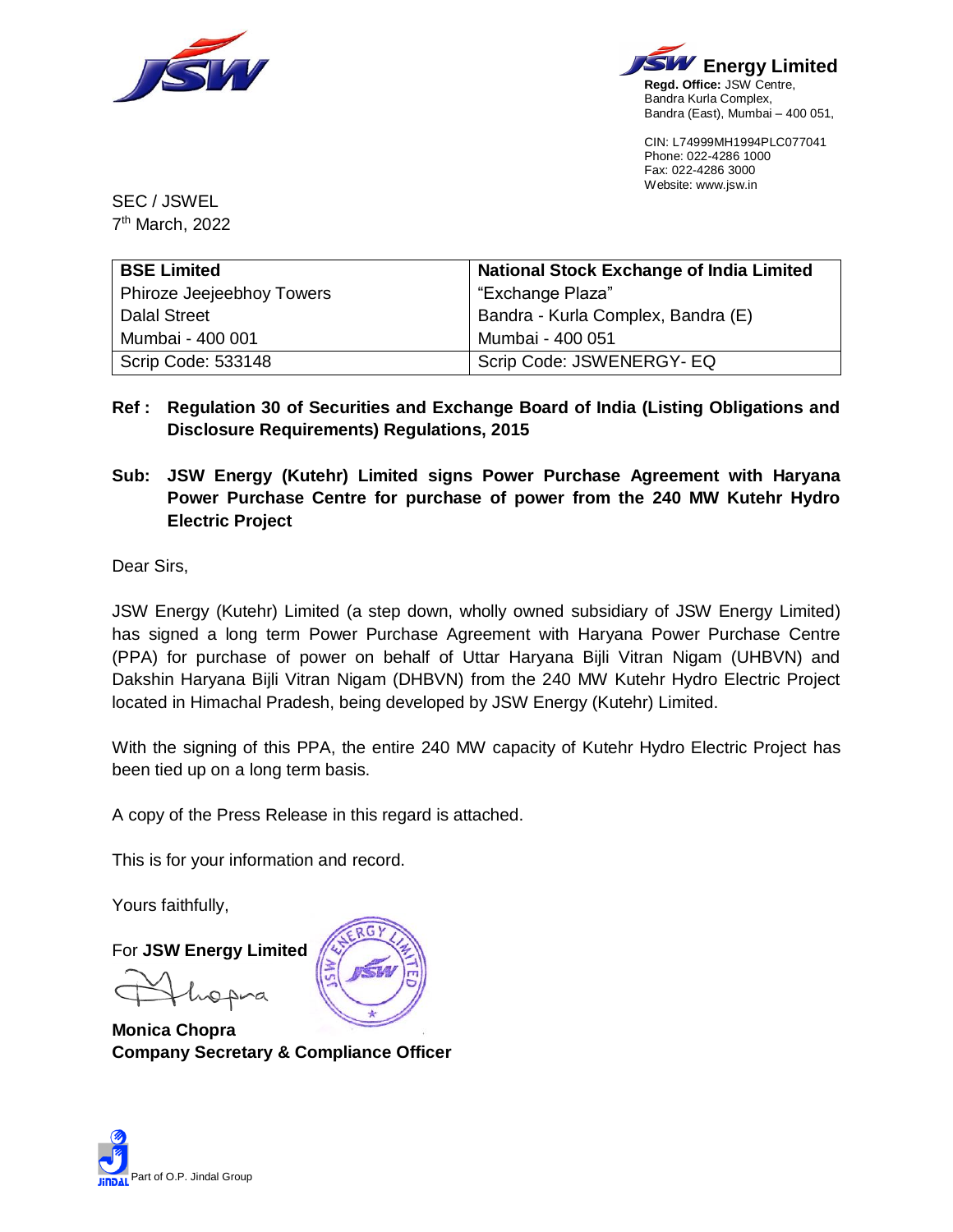**JSW Energy Limited**
**Regd. Office:** JSW Centre,
Bandra Kurla Complex,
Bandra (East), Mumbai – 400 051,

CIN: L74999MH1994PLC077041
Phone: 022-4286 1000
Fax: 022-4286 3000
Website: www.jsw.in

SEC / JSWEL
7th March, 2022

| **BSE Limited** | **National Stock Exchange of India Limited** |
|---|---|
| Phiroze Jeejeebhoy Towers | "Exchange Plaza" |
| Dalal Street | Bandra - Kurla Complex, Bandra (E) |
| Mumbai - 400 001 | Mumbai - 400 051 |
| Scrip Code: 533148 | Scrip Code: JSWENERGY- EQ |

**Ref : Regulation 30 of Securities and Exchange Board of India (Listing Obligations and Disclosure Requirements) Regulations, 2015**

**Sub: JSW Energy (Kutehr) Limited signs Power Purchase Agreement with Haryana Power Purchase Centre for purchase of power from the 240 MW Kutehr Hydro Electric Project**

Dear Sirs,

JSW Energy (Kutehr) Limited (a step down, wholly owned subsidiary of JSW Energy Limited) has signed a long term Power Purchase Agreement with Haryana Power Purchase Centre (PPA) for purchase of power on behalf of Uttar Haryana Bijli Vitran Nigam (UHBVN) and Dakshin Haryana Bijli Vitran Nigam (DHBVN) from the 240 MW Kutehr Hydro Electric Project located in Himachal Pradesh, being developed by JSW Energy (Kutehr) Limited.

With the signing of this PPA, the entire 240 MW capacity of Kutehr Hydro Electric Project has been tied up on a long term basis.

A copy of the Press Release in this regard is attached.

This is for your information and record.

Yours faithfully,

For **JSW Energy Limited**

**Monica Chopra**
**Company Secretary & Compliance Officer**

Part of O.P. Jindal Group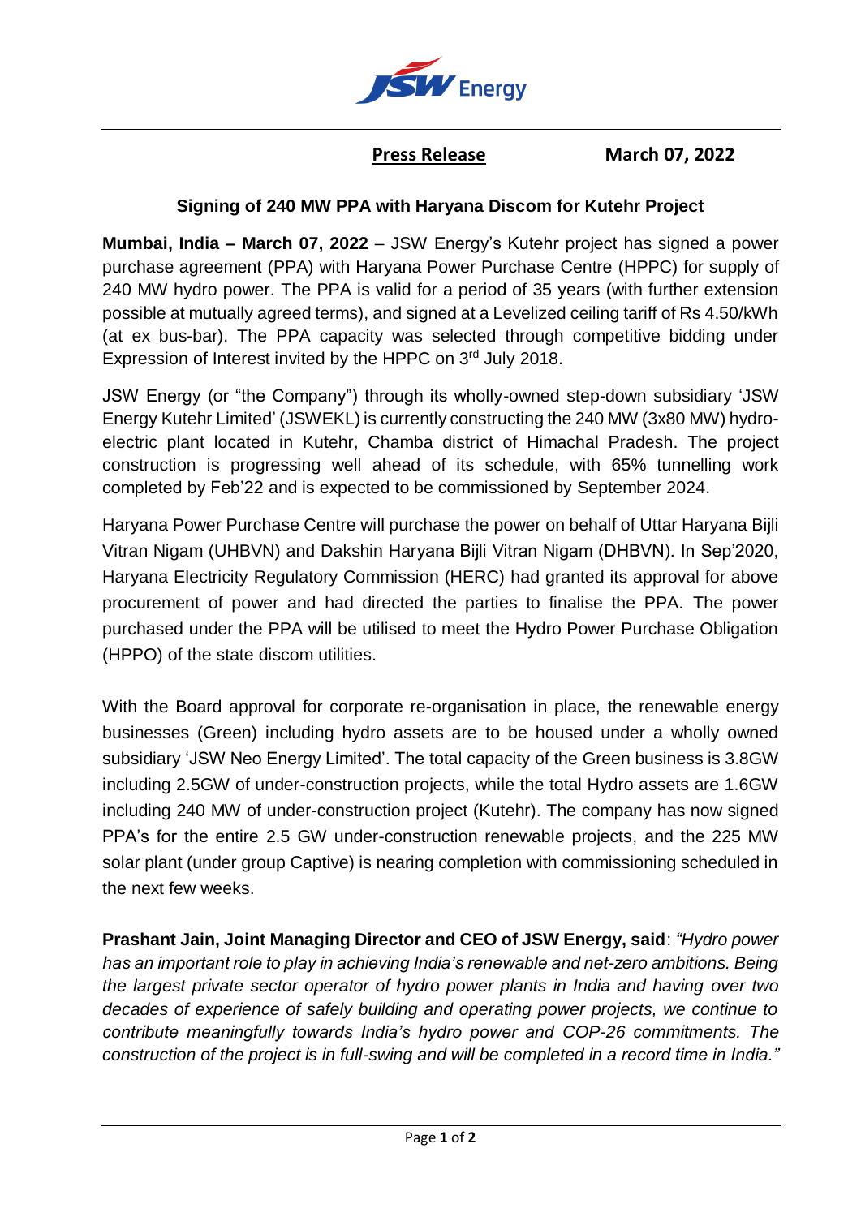**Press Release** **March 07, 2022**

**Signing of 240 MW PPA with Haryana Discom for Kutehr Project**

**Mumbai, India – March 07, 2022** – JSW Energy's Kutehr project has signed a power purchase agreement (PPA) with Haryana Power Purchase Centre (HPPC) for supply of 240 MW hydro power. The PPA is valid for a period of 35 years (with further extension possible at mutually agreed terms), and signed at a Levelized ceiling tariff of Rs 4.50/kWh (at ex bus-bar). The PPA capacity was selected through competitive bidding under Expression of Interest invited by the HPPC on 3rd July 2018.

JSW Energy (or "the Company") through its wholly-owned step-down subsidiary 'JSW Energy Kutehr Limited' (JSWEKL) is currently constructing the 240 MW (3x80 MW) hydro-electric plant located in Kutehr, Chamba district of Himachal Pradesh. The project construction is progressing well ahead of its schedule, with 65% tunnelling work completed by Feb'22 and is expected to be commissioned by September 2024.

Haryana Power Purchase Centre will purchase the power on behalf of Uttar Haryana Bijli Vitran Nigam (UHBVN) and Dakshin Haryana Bijli Vitran Nigam (DHBVN). In Sep'2020, Haryana Electricity Regulatory Commission (HERC) had granted its approval for above procurement of power and had directed the parties to finalise the PPA. The power purchased under the PPA will be utilised to meet the Hydro Power Purchase Obligation (HPPO) of the state discom utilities.

With the Board approval for corporate re-organisation in place, the renewable energy businesses (Green) including hydro assets are to be housed under a wholly owned subsidiary 'JSW Neo Energy Limited'. The total capacity of the Green business is 3.8GW including 2.5GW of under-construction projects, while the total Hydro assets are 1.6GW including 240 MW of under-construction project (Kutehr). The company has now signed PPA's for the entire 2.5 GW under-construction renewable projects, and the 225 MW solar plant (under group Captive) is nearing completion with commissioning scheduled in the next few weeks.

**Prashant Jain, Joint Managing Director and CEO of JSW Energy, said**: *"Hydro power has an important role to play in achieving India's renewable and net-zero ambitions. Being the largest private sector operator of hydro power plants in India and having over two decades of experience of safely building and operating power projects, we continue to contribute meaningfully towards India's hydro power and COP-26 commitments. The construction of the project is in full-swing and will be completed in a record time in India."*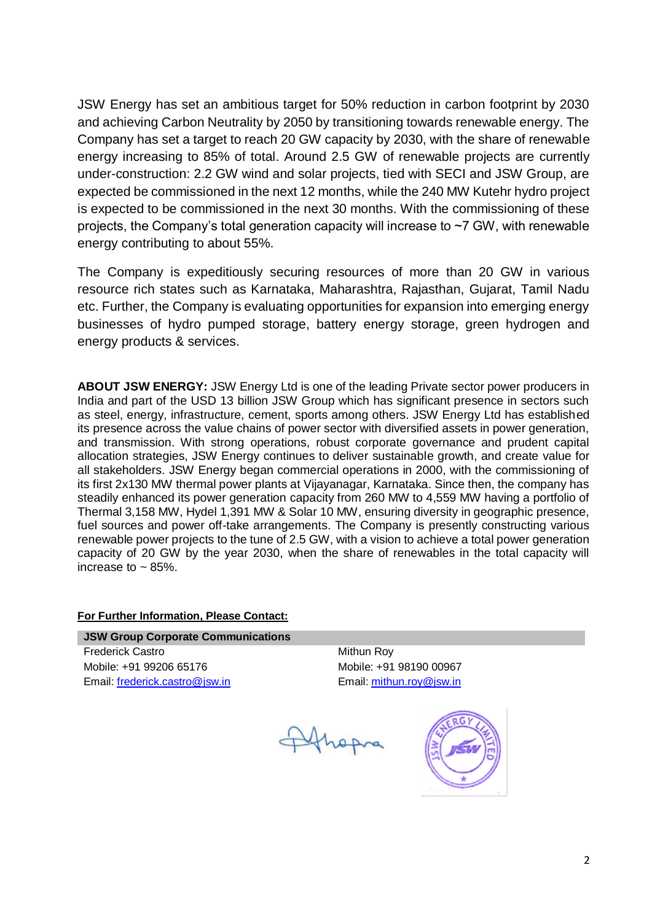JSW Energy has set an ambitious target for 50% reduction in carbon footprint by 2030 and achieving Carbon Neutrality by 2050 by transitioning towards renewable energy. The Company has set a target to reach 20 GW capacity by 2030, with the share of renewable energy increasing to 85% of total. Around 2.5 GW of renewable projects are currently under-construction: 2.2 GW wind and solar projects, tied with SECI and JSW Group, are expected be commissioned in the next 12 months, while the 240 MW Kutehr hydro project is expected to be commissioned in the next 30 months. With the commissioning of these projects, the Company's total generation capacity will increase to ~7 GW, with renewable energy contributing to about 55%.

The Company is expeditiously securing resources of more than 20 GW in various resource rich states such as Karnataka, Maharashtra, Rajasthan, Gujarat, Tamil Nadu etc. Further, the Company is evaluating opportunities for expansion into emerging energy businesses of hydro pumped storage, battery energy storage, green hydrogen and energy products & services.

**ABOUT JSW ENERGY:** JSW Energy Ltd is one of the leading Private sector power producers in India and part of the USD 13 billion JSW Group which has significant presence in sectors such as steel, energy, infrastructure, cement, sports among others. JSW Energy Ltd has established its presence across the value chains of power sector with diversified assets in power generation, and transmission. With strong operations, robust corporate governance and prudent capital allocation strategies, JSW Energy continues to deliver sustainable growth, and create value for all stakeholders. JSW Energy began commercial operations in 2000, with the commissioning of its first 2x130 MW thermal power plants at Vijayanagar, Karnataka. Since then, the company has steadily enhanced its power generation capacity from 260 MW to 4,559 MW having a portfolio of Thermal 3,158 MW, Hydel 1,391 MW & Solar 10 MW, ensuring diversity in geographic presence, fuel sources and power off-take arrangements. The Company is presently constructing various renewable power projects to the tune of 2.5 GW, with a vision to achieve a total power generation capacity of 20 GW by the year 2030, when the share of renewables in the total capacity will increase to ~ 85%.

**For Further Information, Please Contact:**

**JSW Group Corporate Communications**

Frederick Castro
Mobile: +91 99206 65176
Email: frederick.castro@jsw.in

Mithun Roy
Mobile: +91 98190 00967
Email: mithun.roy@jsw.in